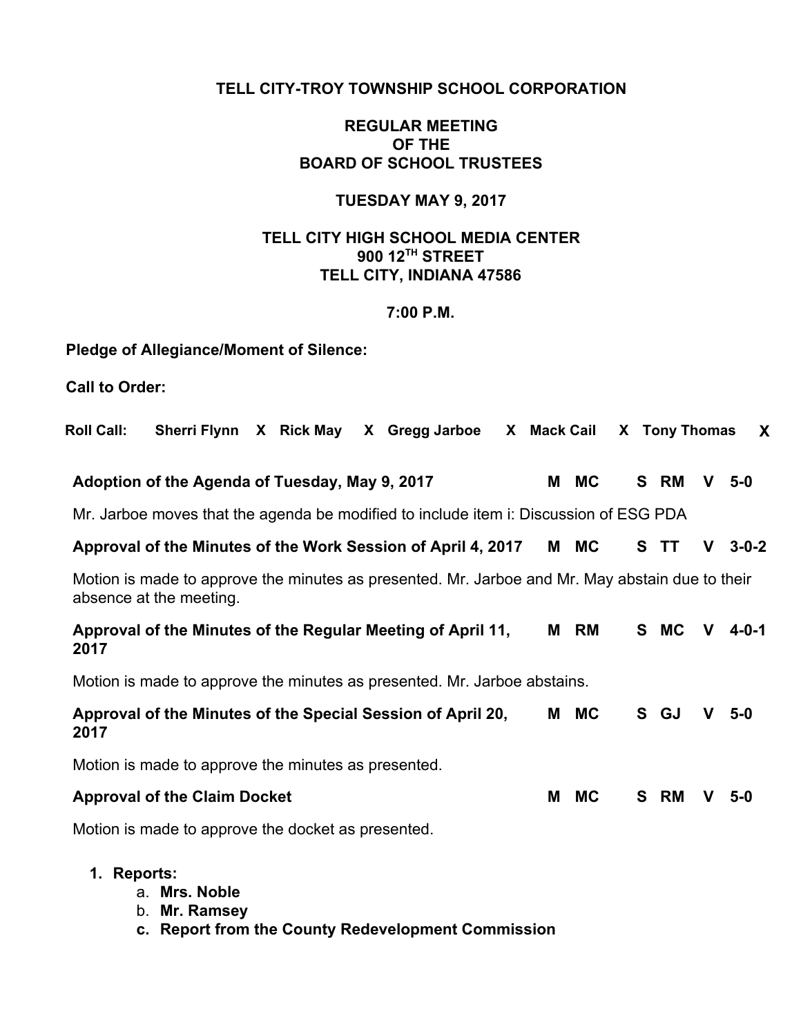**TELL CITY-TROY TOWNSHIP SCHOOL CORPORATION**

**REGULAR MEETING**
**OF THE**
**BOARD OF SCHOOL TRUSTEES**

**TUESDAY MAY 9, 2017**

**TELL CITY HIGH SCHOOL MEDIA CENTER**
**900 12TH STREET**
**TELL CITY, INDIANA 47586**

**7:00 P.M.**

**Pledge of Allegiance/Moment of Silence:**

**Call to Order:**

**Roll Call:** **Sherri Flynn** X **Rick May** X **Gregg Jarboe** X **Mack Cail** X **Tony Thomas** X

**Adoption of the Agenda of Tuesday, May 9, 2017** — **M** MC **S** RM **V** 5-0

Mr. Jarboe moves that the agenda be modified to include item i: Discussion of ESG PDA

**Approval of the Minutes of the Work Session of April 4, 2017** — **M** MC **S** TT **V** 3-0-2

Motion is made to approve the minutes as presented. Mr. Jarboe and Mr. May abstain due to their absence at the meeting.

**Approval of the Minutes of the Regular Meeting of April 11, 2017** — **M** RM **S** MC **V** 4-0-1

Motion is made to approve the minutes as presented. Mr. Jarboe abstains.

**Approval of the Minutes of the Special Session of April 20, 2017** — **M** MC **S** GJ **V** 5-0

Motion is made to approve the minutes as presented.

**Approval of the Claim Docket** — **M** MC **S** RM **V** 5-0

Motion is made to approve the docket as presented.

1. **Reports:**
   a. **Mrs. Noble**
   b. **Mr. Ramsey**
   c. **Report from the County Redevelopment Commission**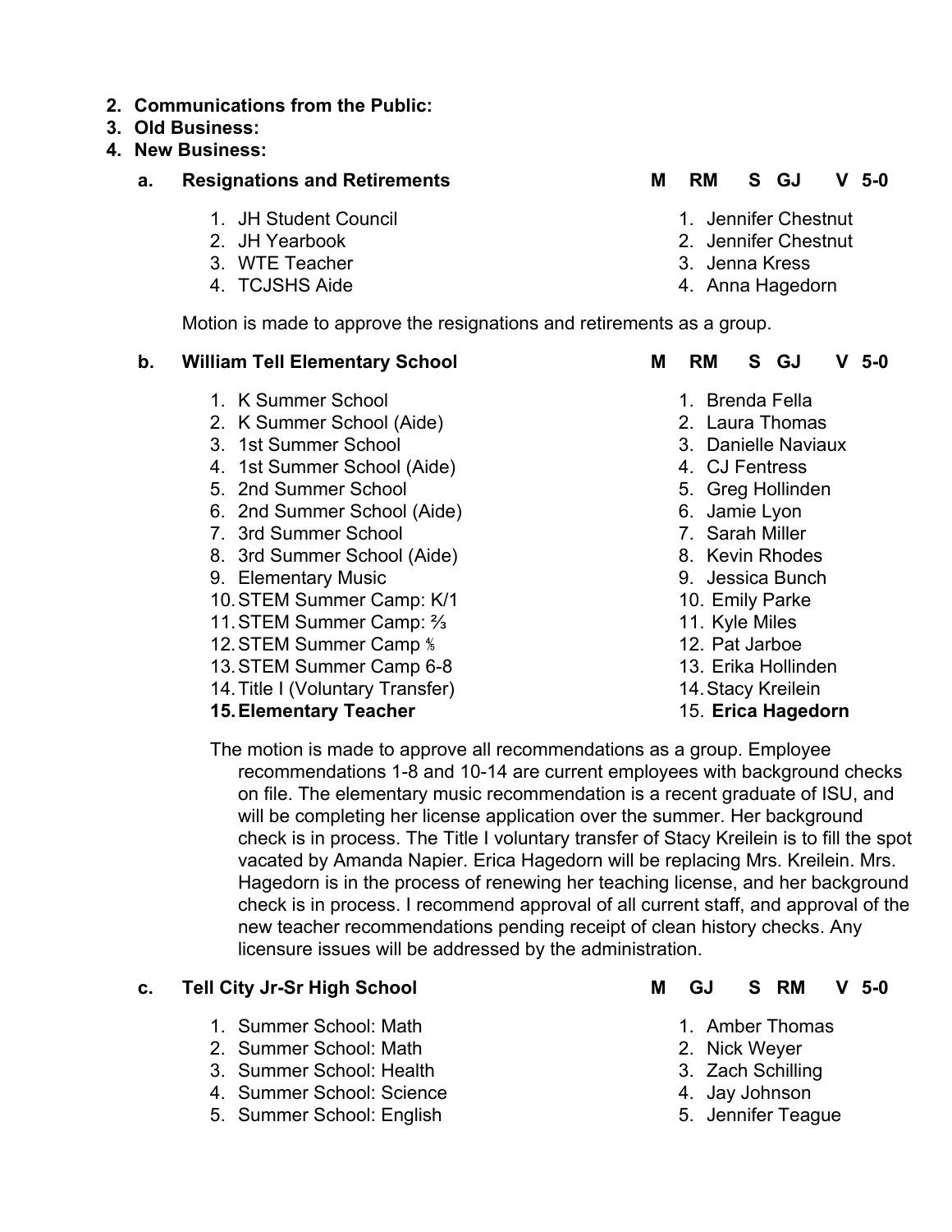2. **Communications from the Public:**
3. **Old Business:**
4. **New Business:**

**a. Resignations and Retirements** — **M RM S GJ V 5-0**

| | |
|---|---|
| 1. JH Student Council | 1. Jennifer Chestnut |
| 2. JH Yearbook | 2. Jennifer Chestnut |
| 3. WTE Teacher | 3. Jenna Kress |
| 4. TCJSHS Aide | 4. Anna Hagedorn |

Motion is made to approve the resignations and retirements as a group.

**b. William Tell Elementary School** — **M RM S GJ V 5-0**

| | |
|---|---|
| 1. K Summer School | 1. Brenda Fella |
| 2. K Summer School (Aide) | 2. Laura Thomas |
| 3. 1st Summer School | 3. Danielle Naviaux |
| 4. 1st Summer School (Aide) | 4. CJ Fentress |
| 5. 2nd Summer School | 5. Greg Hollinden |
| 6. 2nd Summer School (Aide) | 6. Jamie Lyon |
| 7. 3rd Summer School | 7. Sarah Miller |
| 8. 3rd Summer School (Aide) | 8. Kevin Rhodes |
| 9. Elementary Music | 9. Jessica Bunch |
| 10. STEM Summer Camp: K/1 | 10. Emily Parke |
| 11. STEM Summer Camp: ⅔ | 11. Kyle Miles |
| 12. STEM Summer Camp ⅘ | 12. Pat Jarboe |
| 13. STEM Summer Camp 6-8 | 13. Erika Hollinden |
| 14. Title I (Voluntary Transfer) | 14. Stacy Kreilein |
| **15. Elementary Teacher** | 15. **Erica Hagedorn** |

The motion is made to approve all recommendations as a group. Employee recommendations 1-8 and 10-14 are current employees with background checks on file. The elementary music recommendation is a recent graduate of ISU, and will be completing her license application over the summer. Her background check is in process. The Title I voluntary transfer of Stacy Kreilein is to fill the spot vacated by Amanda Napier. Erica Hagedorn will be replacing Mrs. Kreilein. Mrs. Hagedorn is in the process of renewing her teaching license, and her background check is in process. I recommend approval of all current staff, and approval of the new teacher recommendations pending receipt of clean history checks. Any licensure issues will be addressed by the administration.

**c. Tell City Jr-Sr High School** — **M GJ S RM V 5-0**

| | |
|---|---|
| 1. Summer School: Math | 1. Amber Thomas |
| 2. Summer School: Math | 2. Nick Weyer |
| 3. Summer School: Health | 3. Zach Schilling |
| 4. Summer School: Science | 4. Jay Johnson |
| 5. Summer School: English | 5. Jennifer Teague |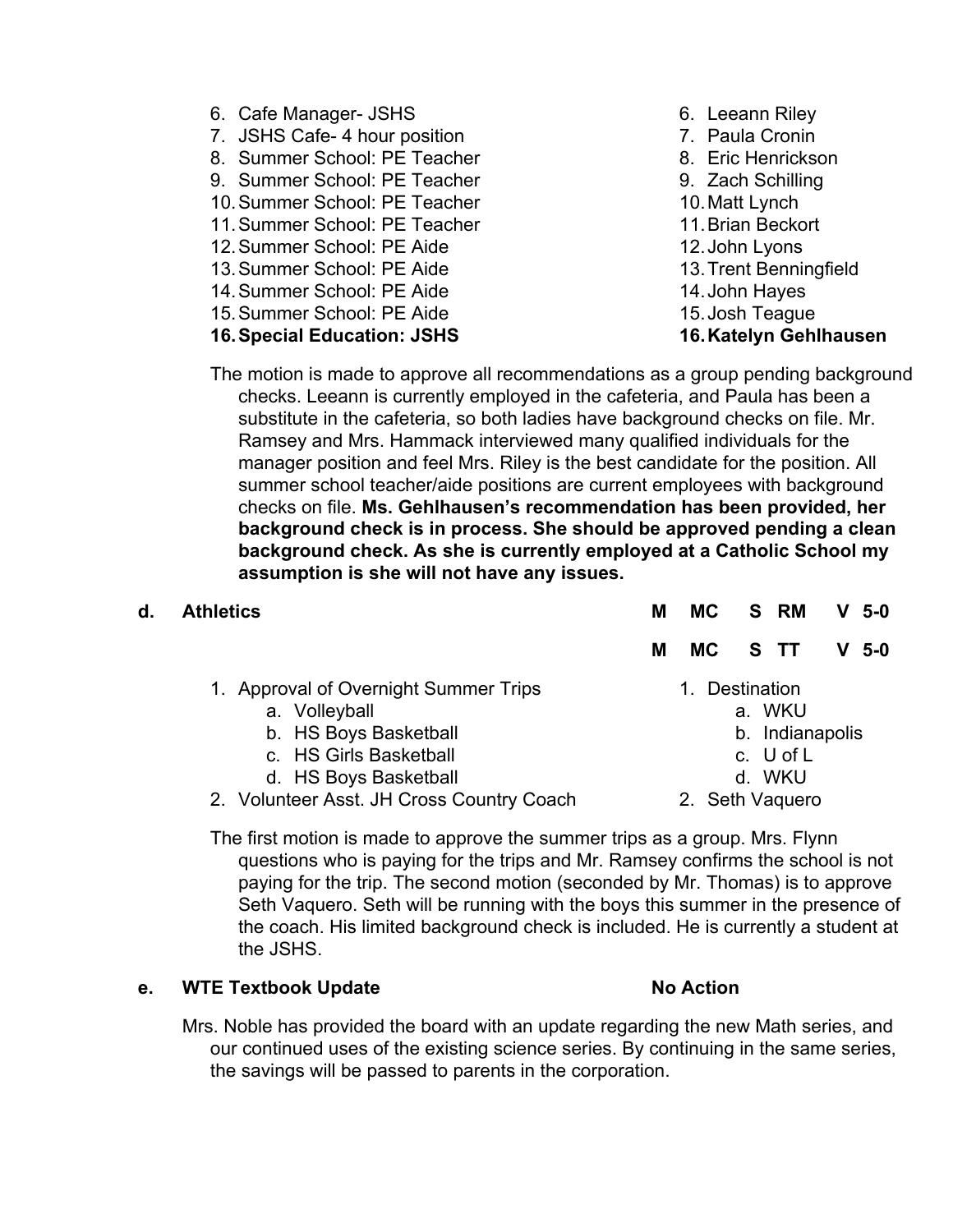| | |
|---|---|
| 6. Cafe Manager- JSHS | 6. Leeann Riley |
| 7. JSHS Cafe- 4 hour position | 7. Paula Cronin |
| 8. Summer School: PE Teacher | 8. Eric Henrickson |
| 9. Summer School: PE Teacher | 9. Zach Schilling |
| 10. Summer School: PE Teacher | 10. Matt Lynch |
| 11. Summer School: PE Teacher | 11. Brian Beckort |
| 12. Summer School: PE Aide | 12. John Lyons |
| 13. Summer School: PE Aide | 13. Trent Benningfield |
| 14. Summer School: PE Aide | 14. John Hayes |
| 15. Summer School: PE Aide | 15. Josh Teague |
| **16. Special Education: JSHS** | **16. Katelyn Gehlhausen** |

The motion is made to approve all recommendations as a group pending background checks. Leeann is currently employed in the cafeteria, and Paula has been a substitute in the cafeteria, so both ladies have background checks on file. Mr. Ramsey and Mrs. Hammack interviewed many qualified individuals for the manager position and feel Mrs. Riley is the best candidate for the position. All summer school teacher/aide positions are current employees with background checks on file. **Ms. Gehlhausen's recommendation has been provided, her background check is in process. She should be approved pending a clean background check. As she is currently employed at a Catholic School my assumption is she will not have any issues.**

**d. Athletics** — **M MC S RM V 5-0**

**M MC S TT V 5-0**

| | |
|---|---|
| 1. Approval of Overnight Summer Trips | 1. Destination |
| a. Volleyball | a. WKU |
| b. HS Boys Basketball | b. Indianapolis |
| c. HS Girls Basketball | c. U of L |
| d. HS Boys Basketball | d. WKU |
| 2. Volunteer Asst. JH Cross Country Coach | 2. Seth Vaquero |

The first motion is made to approve the summer trips as a group. Mrs. Flynn questions who is paying for the trips and Mr. Ramsey confirms the school is not paying for the trip. The second motion (seconded by Mr. Thomas) is to approve Seth Vaquero. Seth will be running with the boys this summer in the presence of the coach. His limited background check is included. He is currently a student at the JSHS.

**e. WTE Textbook Update** — **No Action**

Mrs. Noble has provided the board with an update regarding the new Math series, and our continued uses of the existing science series. By continuing in the same series, the savings will be passed to parents in the corporation.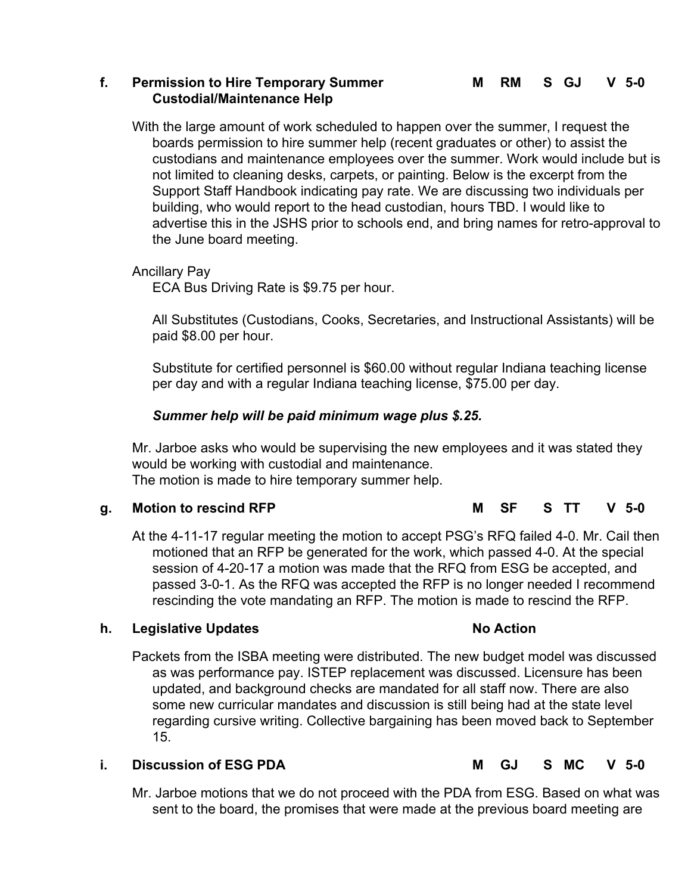**f. Permission to Hire Temporary Summer Custodial/Maintenance Help** **M RM S GJ V 5-0**

With the large amount of work scheduled to happen over the summer, I request the boards permission to hire summer help (recent graduates or other) to assist the custodians and maintenance employees over the summer. Work would include but is not limited to cleaning desks, carpets, or painting. Below is the excerpt from the Support Staff Handbook indicating pay rate. We are discussing two individuals per building, who would report to the head custodian, hours TBD. I would like to advertise this in the JSHS prior to schools end, and bring names for retro-approval to the June board meeting.

Ancillary Pay

ECA Bus Driving Rate is $9.75 per hour.

All Substitutes (Custodians, Cooks, Secretaries, and Instructional Assistants) will be paid $8.00 per hour.

Substitute for certified personnel is $60.00 without regular Indiana teaching license per day and with a regular Indiana teaching license, $75.00 per day.

***Summer help will be paid minimum wage plus $.25.***

Mr. Jarboe asks who would be supervising the new employees and it was stated they would be working with custodial and maintenance.
The motion is made to hire temporary summer help.

**g. Motion to rescind RFP** **M SF S TT V 5-0**

At the 4-11-17 regular meeting the motion to accept PSG's RFQ failed 4-0. Mr. Cail then motioned that an RFP be generated for the work, which passed 4-0. At the special session of 4-20-17 a motion was made that the RFQ from ESG be accepted, and passed 3-0-1. As the RFQ was accepted the RFP is no longer needed I recommend rescinding the vote mandating an RFP. The motion is made to rescind the RFP.

**h. Legislative Updates** **No Action**

Packets from the ISBA meeting were distributed. The new budget model was discussed as was performance pay. ISTEP replacement was discussed. Licensure has been updated, and background checks are mandated for all staff now. There are also some new curricular mandates and discussion is still being had at the state level regarding cursive writing. Collective bargaining has been moved back to September 15.

**i. Discussion of ESG PDA** **M GJ S MC V 5-0**

Mr. Jarboe motions that we do not proceed with the PDA from ESG. Based on what was sent to the board, the promises that were made at the previous board meeting are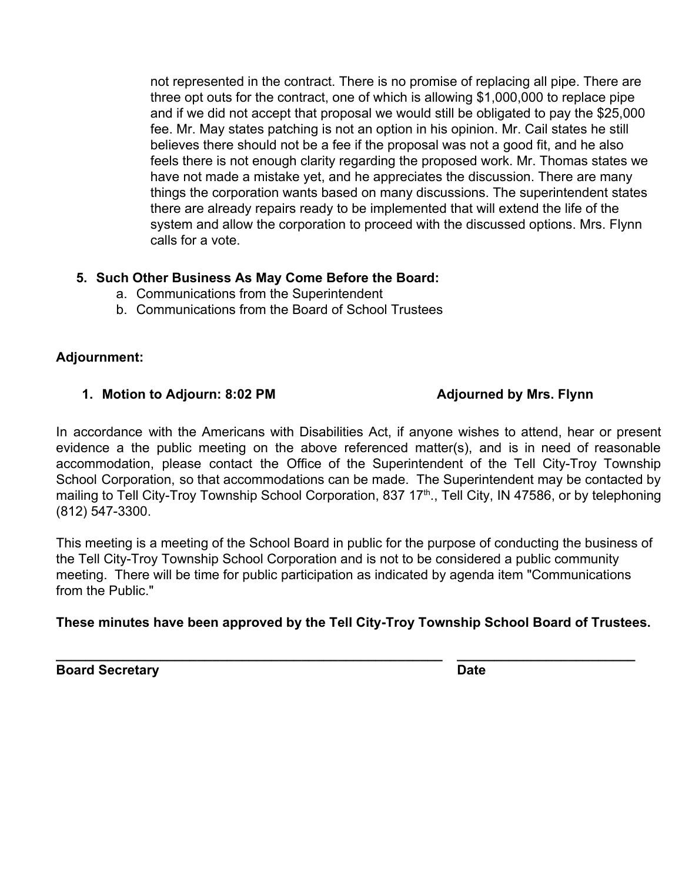not represented in the contract. There is no promise of replacing all pipe. There are three opt outs for the contract, one of which is allowing $1,000,000 to replace pipe and if we did not accept that proposal we would still be obligated to pay the $25,000 fee. Mr. May states patching is not an option in his opinion. Mr. Cail states he still believes there should not be a fee if the proposal was not a good fit, and he also feels there is not enough clarity regarding the proposed work. Mr. Thomas states we have not made a mistake yet, and he appreciates the discussion. There are many things the corporation wants based on many discussions. The superintendent states there are already repairs ready to be implemented that will extend the life of the system and allow the corporation to proceed with the discussed options. Mrs. Flynn calls for a vote.

5. **Such Other Business As May Come Before the Board:**
   a. Communications from the Superintendent
   b. Communications from the Board of School Trustees

**Adjournment:**

1. **Motion to Adjourn: 8:02 PM** **Adjourned by Mrs. Flynn**

In accordance with the Americans with Disabilities Act, if anyone wishes to attend, hear or present evidence a the public meeting on the above referenced matter(s), and is in need of reasonable accommodation, please contact the Office of the Superintendent of the Tell City-Troy Township School Corporation, so that accommodations can be made. The Superintendent may be contacted by mailing to Tell City-Troy Township School Corporation, 837 17th., Tell City, IN 47586, or by telephoning (812) 547-3300.

This meeting is a meeting of the School Board in public for the purpose of conducting the business of the Tell City-Troy Township School Corporation and is not to be considered a public community meeting. There will be time for public participation as indicated by agenda item "Communications from the Public."

**These minutes have been approved by the Tell City-Troy Township School Board of Trustees.**

\_\_\_\_\_\_\_\_\_\_\_\_\_\_\_\_\_\_\_\_\_\_\_\_\_\_\_\_\_\_\_\_\_\_\_\_\_\_\_\_ \_\_\_\_\_\_\_\_\_\_\_\_\_\_\_\_\_\_\_\_\_\_\_\_

**Board Secretary** **Date**